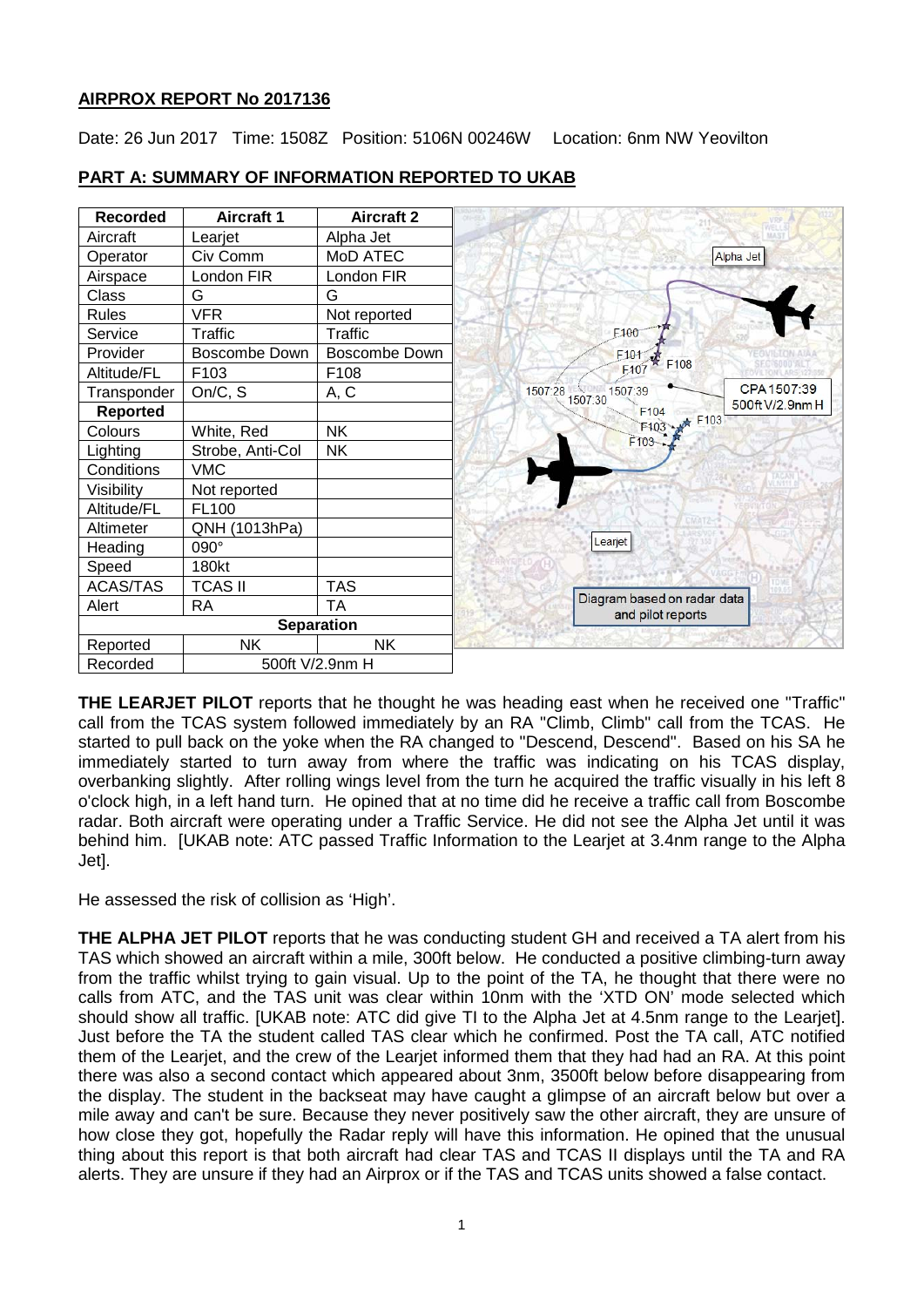## AIRPROX REPORT No 2017136

Date: 26 Jun 2017 Time: 1508Z Position: 5106N 00246W Location: 6nm NW Yeovilton

## PART A: SUMMARY OF INFORMATION REPORTED TO UKAB

| Recorded | Aircraft 1 | Aircraft 2 |
|---|---|---|
| Aircraft | Learjet | Alpha Jet |
| Operator | Civ Comm | MoD ATEC |
| Airspace | London FIR | London FIR |
| Class | G | G |
| Rules | VFR | Not reported |
| Service | Traffic | Traffic |
| Provider | Boscombe Down | Boscombe Down |
| Altitude/FL | F103 | F108 |
| Transponder | On/C, S | A, C |
| **Reported** | | |
| Colours | White, Red | NK |
| Lighting | Strobe, Anti-Col | NK |
| Conditions | VMC | |
| Visibility | Not reported | |
| Altitude/FL | FL100 | |
| Altimeter | QNH (1013hPa) | |
| Heading | 090° | |
| Speed | 180kt | |
| ACAS/TAS | TCAS II | TAS |
| Alert | RA | TA |
| **Separation** | | |
| Reported | NK | NK |
| Recorded | 500ft V/2.9nm H | |

Diagram based on radar data and pilot reports

**THE LEARJET PILOT** reports that he thought he was heading east when he received one "Traffic" call from the TCAS system followed immediately by an RA "Climb, Climb" call from the TCAS. He started to pull back on the yoke when the RA changed to "Descend, Descend". Based on his SA he immediately started to turn away from where the traffic was indicating on his TCAS display, overbanking slightly. After rolling wings level from the turn he acquired the traffic visually in his left 8 o'clock high, in a left hand turn. He opined that at no time did he receive a traffic call from Boscombe radar. Both aircraft were operating under a Traffic Service. He did not see the Alpha Jet until it was behind him. [UKAB note: ATC passed Traffic Information to the Learjet at 3.4nm range to the Alpha Jet].

He assessed the risk of collision as 'High'.

**THE ALPHA JET PILOT** reports that he was conducting student GH and received a TA alert from his TAS which showed an aircraft within a mile, 300ft below. He conducted a positive climbing-turn away from the traffic whilst trying to gain visual. Up to the point of the TA, he thought that there were no calls from ATC, and the TAS unit was clear within 10nm with the 'XTD ON' mode selected which should show all traffic. [UKAB note: ATC did give TI to the Alpha Jet at 4.5nm range to the Learjet]. Just before the TA the student called TAS clear which he confirmed. Post the TA call, ATC notified them of the Learjet, and the crew of the Learjet informed them that they had had an RA. At this point there was also a second contact which appeared about 3nm, 3500ft below before disappearing from the display. The student in the backseat may have caught a glimpse of an aircraft below but over a mile away and can't be sure. Because they never positively saw the other aircraft, they are unsure of how close they got, hopefully the Radar reply will have this information. He opined that the unusual thing about this report is that both aircraft had clear TAS and TCAS II displays until the TA and RA alerts. They are unsure if they had an Airprox or if the TAS and TCAS units showed a false contact.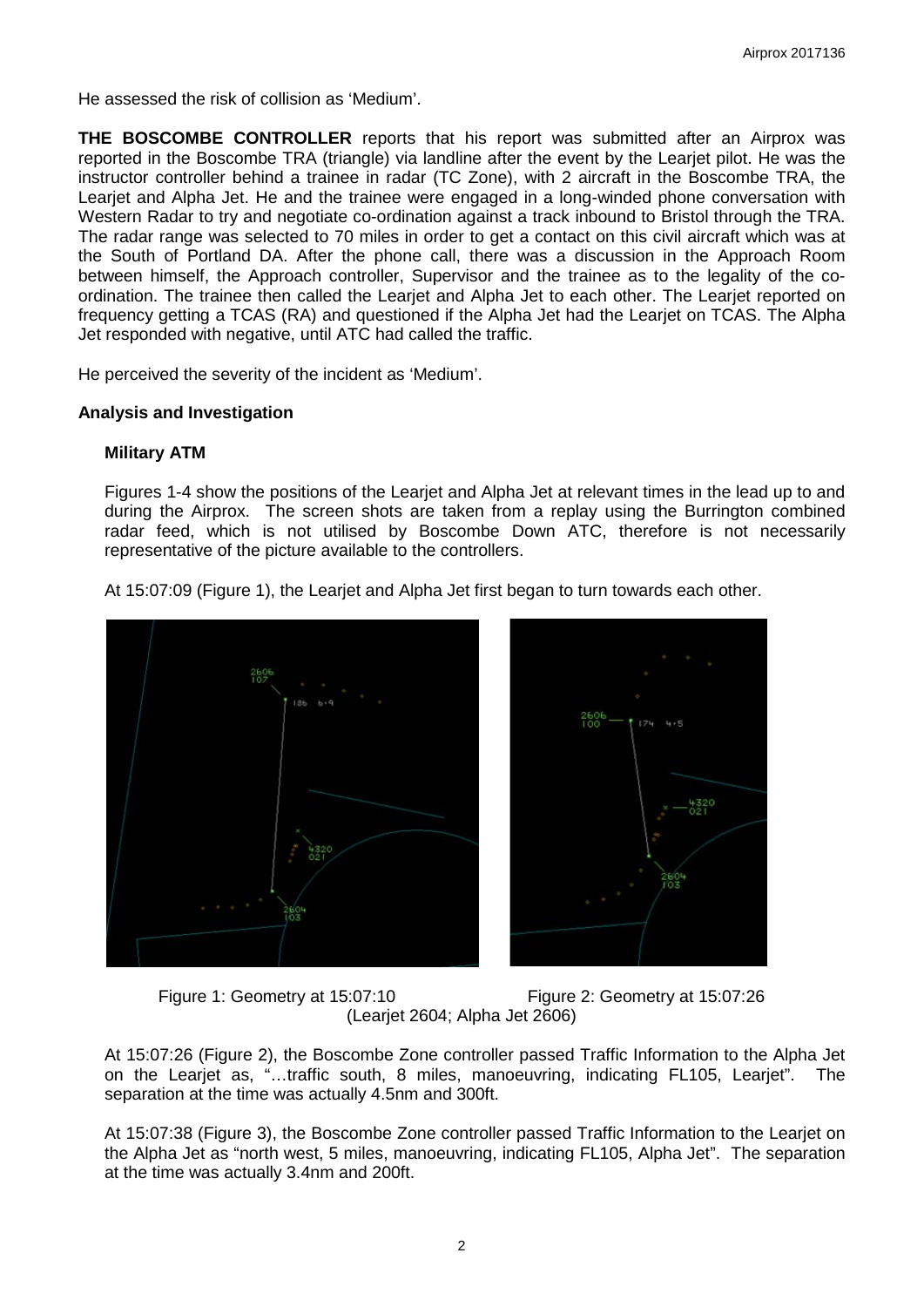He assessed the risk of collision as 'Medium'.

**THE BOSCOMBE CONTROLLER** reports that his report was submitted after an Airprox was reported in the Boscombe TRA (triangle) via landline after the event by the Learjet pilot. He was the instructor controller behind a trainee in radar (TC Zone), with 2 aircraft in the Boscombe TRA, the Learjet and Alpha Jet. He and the trainee were engaged in a long-winded phone conversation with Western Radar to try and negotiate co-ordination against a track inbound to Bristol through the TRA. The radar range was selected to 70 miles in order to get a contact on this civil aircraft which was at the South of Portland DA. After the phone call, there was a discussion in the Approach Room between himself, the Approach controller, Supervisor and the trainee as to the legality of the co-ordination. The trainee then called the Learjet and Alpha Jet to each other. The Learjet reported on frequency getting a TCAS (RA) and questioned if the Alpha Jet had the Learjet on TCAS. The Alpha Jet responded with negative, until ATC had called the traffic.

He perceived the severity of the incident as 'Medium'.

## Analysis and Investigation

### Military ATM

Figures 1-4 show the positions of the Learjet and Alpha Jet at relevant times in the lead up to and during the Airprox. The screen shots are taken from a replay using the Burrington combined radar feed, which is not utilised by Boscombe Down ATC, therefore is not necessarily representative of the picture available to the controllers.

At 15:07:09 (Figure 1), the Learjet and Alpha Jet first began to turn towards each other.

Figure 1: Geometry at 15:07:10 Figure 2: Geometry at 15:07:26
(Learjet 2604; Alpha Jet 2606)

At 15:07:26 (Figure 2), the Boscombe Zone controller passed Traffic Information to the Alpha Jet on the Learjet as, "…traffic south, 8 miles, manoeuvring, indicating FL105, Learjet". The separation at the time was actually 4.5nm and 300ft.

At 15:07:38 (Figure 3), the Boscombe Zone controller passed Traffic Information to the Learjet on the Alpha Jet as "north west, 5 miles, manoeuvring, indicating FL105, Alpha Jet". The separation at the time was actually 3.4nm and 200ft.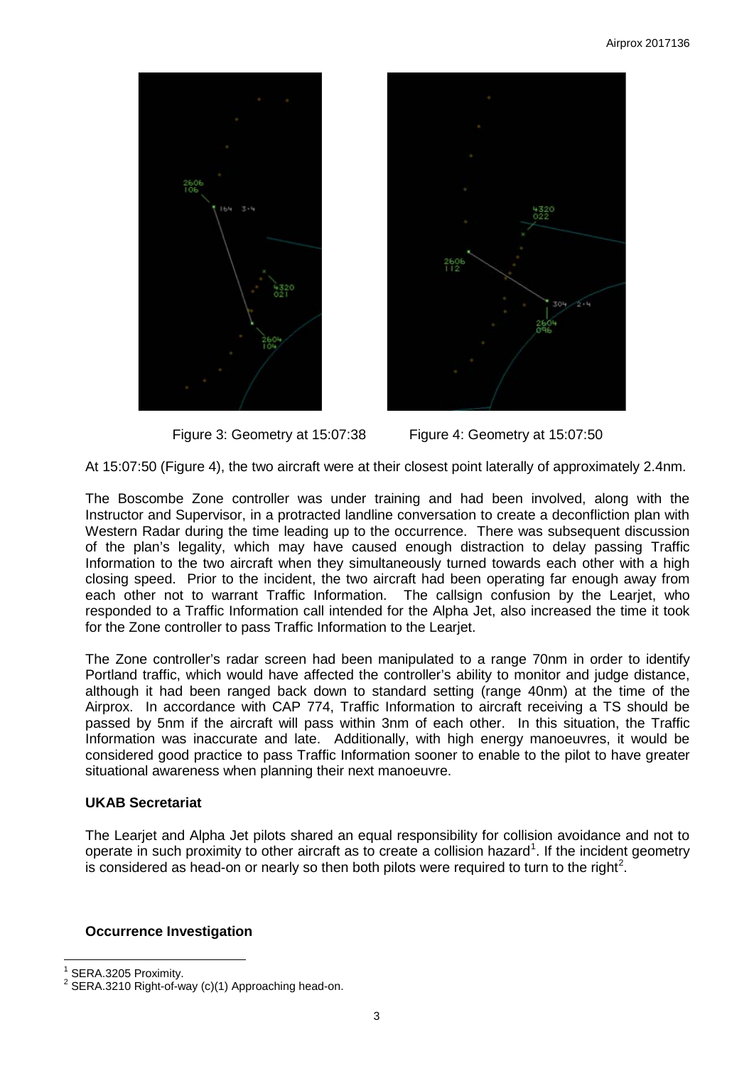Figure 3: Geometry at 15:07:38 Figure 4: Geometry at 15:07:50

At 15:07:50 (Figure 4), the two aircraft were at their closest point laterally of approximately 2.4nm.

The Boscombe Zone controller was under training and had been involved, along with the Instructor and Supervisor, in a protracted landline conversation to create a deconfliction plan with Western Radar during the time leading up to the occurrence. There was subsequent discussion of the plan's legality, which may have caused enough distraction to delay passing Traffic Information to the two aircraft when they simultaneously turned towards each other with a high closing speed. Prior to the incident, the two aircraft had been operating far enough away from each other not to warrant Traffic Information. The callsign confusion by the Learjet, who responded to a Traffic Information call intended for the Alpha Jet, also increased the time it took for the Zone controller to pass Traffic Information to the Learjet.

The Zone controller's radar screen had been manipulated to a range 70nm in order to identify Portland traffic, which would have affected the controller's ability to monitor and judge distance, although it had been ranged back down to standard setting (range 40nm) at the time of the Airprox. In accordance with CAP 774, Traffic Information to aircraft receiving a TS should be passed by 5nm if the aircraft will pass within 3nm of each other. In this situation, the Traffic Information was inaccurate and late. Additionally, with high energy manoeuvres, it would be considered good practice to pass Traffic Information sooner to enable to the pilot to have greater situational awareness when planning their next manoeuvre.

## UKAB Secretariat

The Learjet and Alpha Jet pilots shared an equal responsibility for collision avoidance and not to operate in such proximity to other aircraft as to create a collision hazard[1]. If the incident geometry is considered as head-on or nearly so then both pilots were required to turn to the right[2].

## Occurrence Investigation

[1] SERA.3205 Proximity.

[2] SERA.3210 Right-of-way (c)(1) Approaching head-on.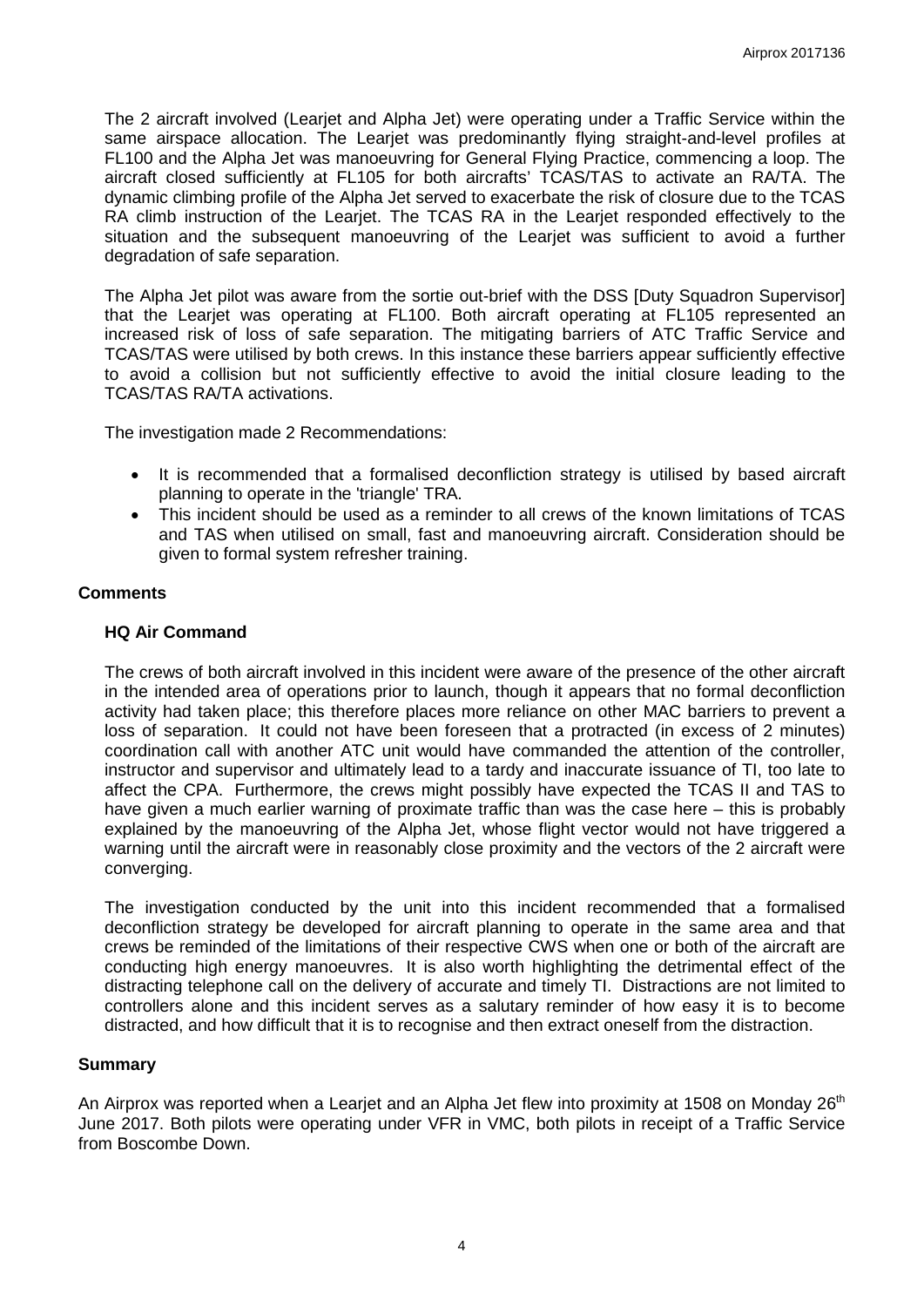The 2 aircraft involved (Learjet and Alpha Jet) were operating under a Traffic Service within the same airspace allocation. The Learjet was predominantly flying straight-and-level profiles at FL100 and the Alpha Jet was manoeuvring for General Flying Practice, commencing a loop. The aircraft closed sufficiently at FL105 for both aircrafts' TCAS/TAS to activate an RA/TA. The dynamic climbing profile of the Alpha Jet served to exacerbate the risk of closure due to the TCAS RA climb instruction of the Learjet. The TCAS RA in the Learjet responded effectively to the situation and the subsequent manoeuvring of the Learjet was sufficient to avoid a further degradation of safe separation.

The Alpha Jet pilot was aware from the sortie out-brief with the DSS [Duty Squadron Supervisor] that the Learjet was operating at FL100. Both aircraft operating at FL105 represented an increased risk of loss of safe separation. The mitigating barriers of ATC Traffic Service and TCAS/TAS were utilised by both crews. In this instance these barriers appear sufficiently effective to avoid a collision but not sufficiently effective to avoid the initial closure leading to the TCAS/TAS RA/TA activations.

The investigation made 2 Recommendations:

- It is recommended that a formalised deconfliction strategy is utilised by based aircraft planning to operate in the 'triangle' TRA.
- This incident should be used as a reminder to all crews of the known limitations of TCAS and TAS when utilised on small, fast and manoeuvring aircraft. Consideration should be given to formal system refresher training.

## Comments

### HQ Air Command

The crews of both aircraft involved in this incident were aware of the presence of the other aircraft in the intended area of operations prior to launch, though it appears that no formal deconfliction activity had taken place; this therefore places more reliance on other MAC barriers to prevent a loss of separation. It could not have been foreseen that a protracted (in excess of 2 minutes) coordination call with another ATC unit would have commanded the attention of the controller, instructor and supervisor and ultimately lead to a tardy and inaccurate issuance of TI, too late to affect the CPA. Furthermore, the crews might possibly have expected the TCAS II and TAS to have given a much earlier warning of proximate traffic than was the case here – this is probably explained by the manoeuvring of the Alpha Jet, whose flight vector would not have triggered a warning until the aircraft were in reasonably close proximity and the vectors of the 2 aircraft were converging.

The investigation conducted by the unit into this incident recommended that a formalised deconfliction strategy be developed for aircraft planning to operate in the same area and that crews be reminded of the limitations of their respective CWS when one or both of the aircraft are conducting high energy manoeuvres. It is also worth highlighting the detrimental effect of the distracting telephone call on the delivery of accurate and timely TI. Distractions are not limited to controllers alone and this incident serves as a salutary reminder of how easy it is to become distracted, and how difficult that it is to recognise and then extract oneself from the distraction.

## Summary

An Airprox was reported when a Learjet and an Alpha Jet flew into proximity at 1508 on Monday 26th June 2017. Both pilots were operating under VFR in VMC, both pilots in receipt of a Traffic Service from Boscombe Down.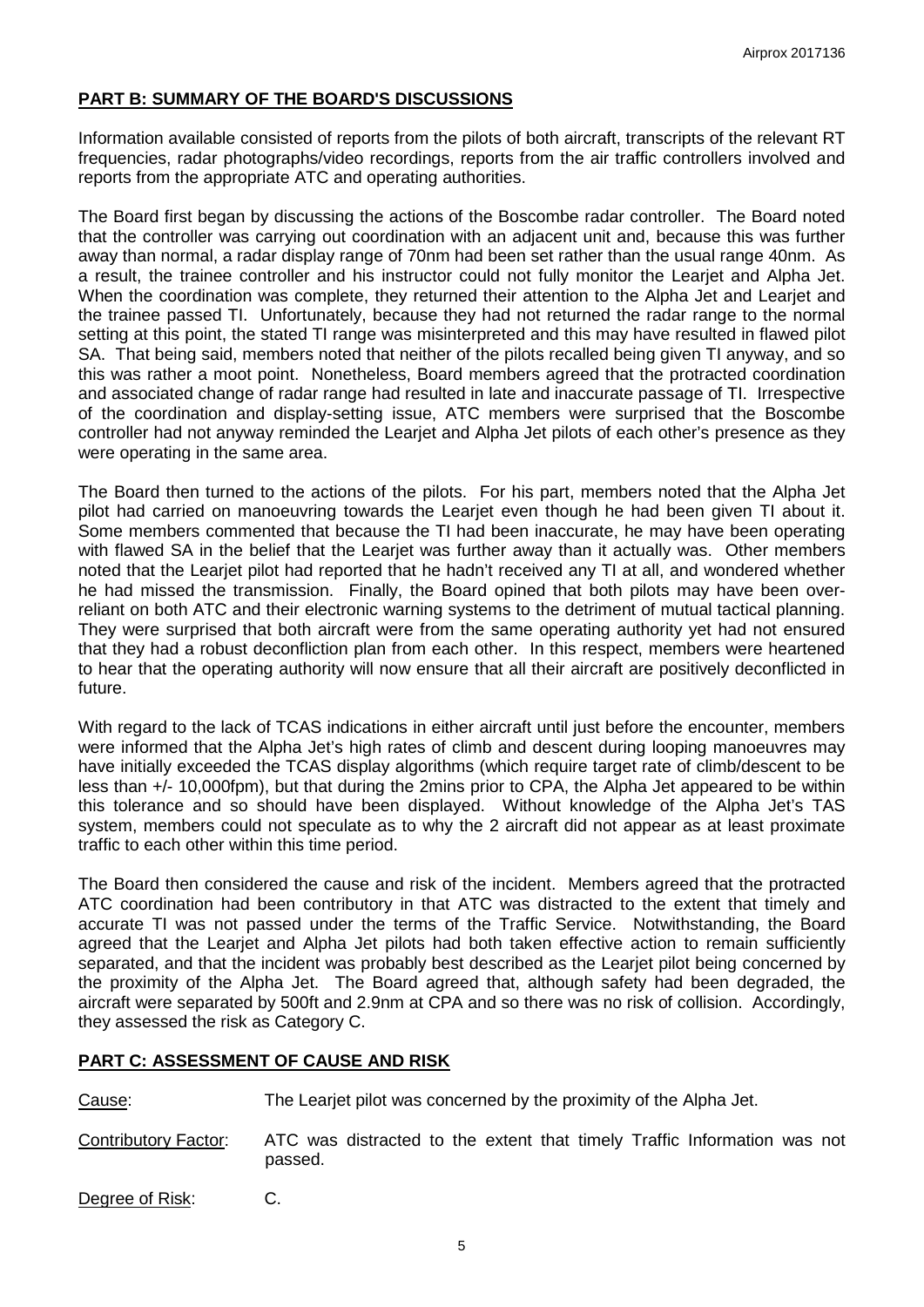## PART B: SUMMARY OF THE BOARD'S DISCUSSIONS

Information available consisted of reports from the pilots of both aircraft, transcripts of the relevant RT frequencies, radar photographs/video recordings, reports from the air traffic controllers involved and reports from the appropriate ATC and operating authorities.

The Board first began by discussing the actions of the Boscombe radar controller. The Board noted that the controller was carrying out coordination with an adjacent unit and, because this was further away than normal, a radar display range of 70nm had been set rather than the usual range 40nm. As a result, the trainee controller and his instructor could not fully monitor the Learjet and Alpha Jet. When the coordination was complete, they returned their attention to the Alpha Jet and Learjet and the trainee passed TI. Unfortunately, because they had not returned the radar range to the normal setting at this point, the stated TI range was misinterpreted and this may have resulted in flawed pilot SA. That being said, members noted that neither of the pilots recalled being given TI anyway, and so this was rather a moot point. Nonetheless, Board members agreed that the protracted coordination and associated change of radar range had resulted in late and inaccurate passage of TI. Irrespective of the coordination and display-setting issue, ATC members were surprised that the Boscombe controller had not anyway reminded the Learjet and Alpha Jet pilots of each other's presence as they were operating in the same area.

The Board then turned to the actions of the pilots. For his part, members noted that the Alpha Jet pilot had carried on manoeuvring towards the Learjet even though he had been given TI about it. Some members commented that because the TI had been inaccurate, he may have been operating with flawed SA in the belief that the Learjet was further away than it actually was. Other members noted that the Learjet pilot had reported that he hadn't received any TI at all, and wondered whether he had missed the transmission. Finally, the Board opined that both pilots may have been over-reliant on both ATC and their electronic warning systems to the detriment of mutual tactical planning. They were surprised that both aircraft were from the same operating authority yet had not ensured that they had a robust deconfliction plan from each other. In this respect, members were heartened to hear that the operating authority will now ensure that all their aircraft are positively deconflicted in future.

With regard to the lack of TCAS indications in either aircraft until just before the encounter, members were informed that the Alpha Jet's high rates of climb and descent during looping manoeuvres may have initially exceeded the TCAS display algorithms (which require target rate of climb/descent to be less than +/- 10,000fpm), but that during the 2mins prior to CPA, the Alpha Jet appeared to be within this tolerance and so should have been displayed. Without knowledge of the Alpha Jet's TAS system, members could not speculate as to why the 2 aircraft did not appear as at least proximate traffic to each other within this time period.

The Board then considered the cause and risk of the incident. Members agreed that the protracted ATC coordination had been contributory in that ATC was distracted to the extent that timely and accurate TI was not passed under the terms of the Traffic Service. Notwithstanding, the Board agreed that the Learjet and Alpha Jet pilots had both taken effective action to remain sufficiently separated, and that the incident was probably best described as the Learjet pilot being concerned by the proximity of the Alpha Jet. The Board agreed that, although safety had been degraded, the aircraft were separated by 500ft and 2.9nm at CPA and so there was no risk of collision. Accordingly, they assessed the risk as Category C.

## PART C: ASSESSMENT OF CAUSE AND RISK

Cause: The Learjet pilot was concerned by the proximity of the Alpha Jet.

Contributory Factor: ATC was distracted to the extent that timely Traffic Information was not passed.

Degree of Risk: C.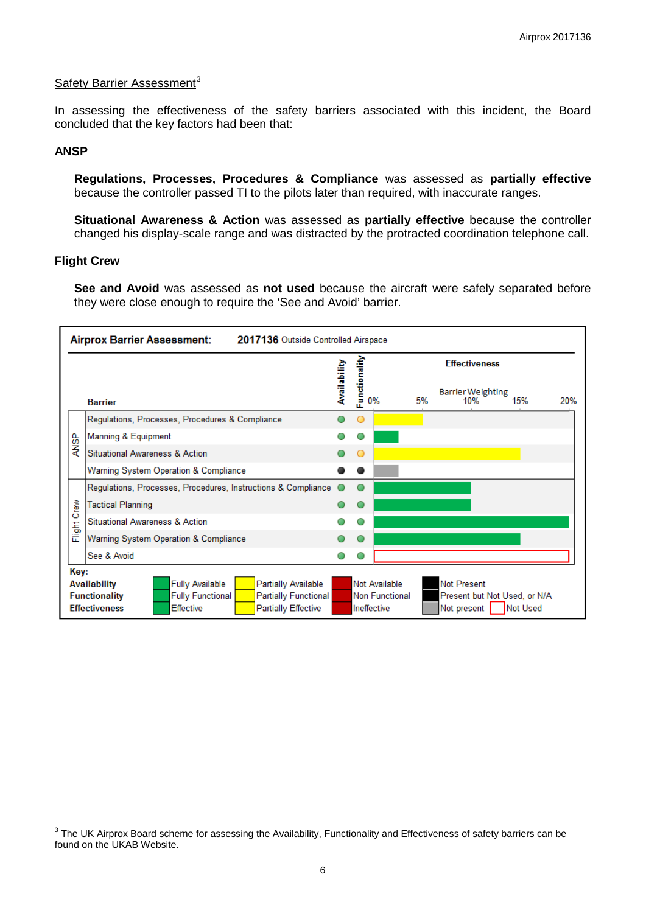Safety Barrier Assessment[3]

In assessing the effectiveness of the safety barriers associated with this incident, the Board concluded that the key factors had been that:

**ANSP**

**Regulations, Processes, Procedures & Compliance** was assessed as **partially effective** because the controller passed TI to the pilots later than required, with inaccurate ranges.

**Situational Awareness & Action** was assessed as **partially effective** because the controller changed his display-scale range and was distracted by the protracted coordination telephone call.

**Flight Crew**

**See and Avoid** was assessed as **not used** because the aircraft were safely separated before they were close enough to require the 'See and Avoid' barrier.

**Airprox Barrier Assessment:** **2017136** Outside Controlled Airspace

Barrier
Availability
Functionality
Effectiveness
Barrier Weighting
0%
5%
10%
15%
20%

ANSP
Regulations, Processes, Procedures & Compliance
Manning & Equipment
Situational Awareness & Action
Warning System Operation & Compliance

Flight Crew
Regulations, Processes, Procedures, Instructions & Compliance
Tactical Planning
Situational Awareness & Action
Warning System Operation & Compliance
See & Avoid

Key:
**Availability** Fully Available / Partially Available / Not Available / Not Present
**Functionality** Fully Functional / Partially Functional / Non Functional / Present but Not Used, or N/A
**Effectiveness** Effective / Partially Effective / Ineffective / Not present / Not Used

[3] The UK Airprox Board scheme for assessing the Availability, Functionality and Effectiveness of safety barriers can be found on the UKAB Website.